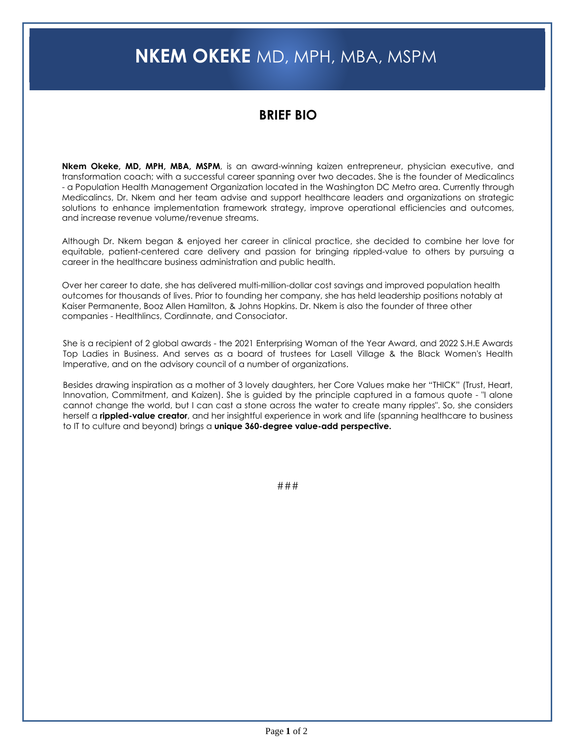# **NKEM OKEKE** MD, MPH, MBA, MSPM

## BRIEF BIO

**Nkem Okeke, MD, MPH, MBA, MSPM**, is an award-winning kaizen entrepreneur, physician executive, and transformation coach; with a successful career spanning over two decades. She is the founder of Medicalincs - a Population Health Management Organization located in the Washington DC Metro area. Currently through Medicalincs, Dr. Nkem and her team advise and support healthcare leaders and organizations on strategic solutions to enhance implementation framework strategy, improve operational efficiencies and outcomes, and increase revenue volume/revenue streams.

Although Dr. Nkem began & enjoyed her career in clinical practice, she decided to combine her love for equitable, patient-centered care delivery and passion for bringing rippled-value to others by pursuing a career in the healthcare business administration and public health.

Over her career to date, she has delivered multi-million-dollar cost savings and improved population health outcomes for thousands of lives. Prior to founding her company, she has held leadership positions notably at Kaiser Permanente, Booz Allen Hamilton, & Johns Hopkins. Dr. Nkem is also the founder of three other companies - Healthlincs, Cordinnate, and Consociator.

She is a recipient of 2 global awards - the 2021 Enterprising Woman of the Year Award, and 2022 S.H.E Awards Top Ladies in Business. And serves as a board of trustees for Lasell Village & the Black Women's Health Imperative, and on the advisory council of a number of organizations.

Besides drawing inspiration as a mother of 3 lovely daughters, her Core Values make her "THICK" (Trust, Heart, Innovation, Commitment, and Kaizen). She is guided by the principle captured in a famous quote - "I alone cannot change the world, but I can cast a stone across the water to create many ripples". So, she considers herself a **rippled-value creator**, and her insightful experience in work and life (spanning healthcare to business to IT to culture and beyond) brings a **unique 360-degree value-add perspective.**

###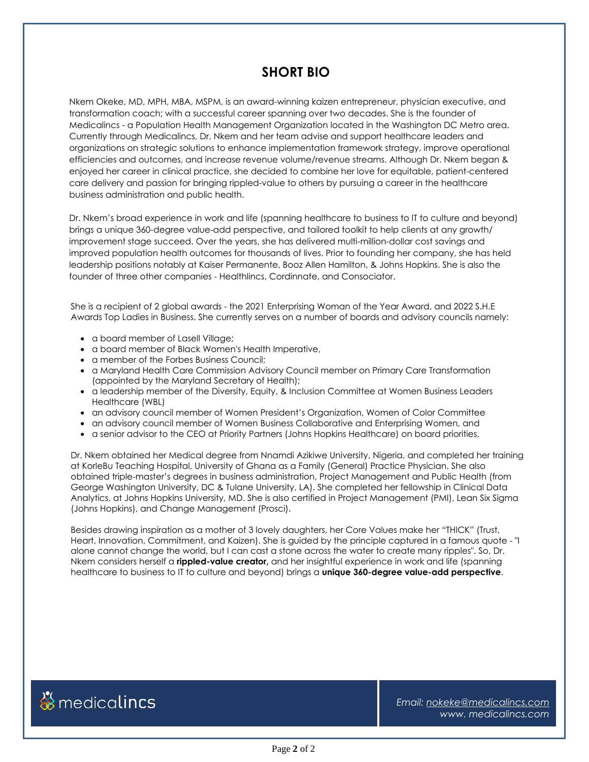# SHORT BIO

Nkem Okeke, MD, MPH, MBA, MSPM, is an award-winning kaizen entrepreneur, physician executive, and transformation coach; with a successful career spanning over two decades. She is the founder of Medicalincs - a Population Health Management Organization located in the Washington DC Metro area. Currently through Medicalincs, Dr. Nkem and her team advise and support healthcare leaders and organizations on strategic solutions to enhance implementation framework strategy, improve operational efficiencies and outcomes, and increase revenue volume/revenue streams. Although Dr. Nkem began & enjoyed her career in clinical practice, she decided to combine her love for equitable, patient-centered care delivery and passion for bringing rippled-value to others by pursuing a career in the healthcare business administration and public health.

Dr. Nkem's broad experience in work and life (spanning healthcare to business to IT to culture and beyond) brings a unique 360-degree value-add perspective, and tailored toolkit to help clients at any growth/ improvement stage succeed. Over the years, she has delivered multi-million-dollar cost savings and improved population health outcomes for thousands of lives. Prior to founding her company, she has held leadership positions notably at Kaiser Permanente, Booz Allen Hamilton, & Johns Hopkins. She is also the founder of three other companies - Healthlincs, Cordinnate, and Consociator.

She is a recipient of 2 global awards - the 2021 Enterprising Woman of the Year Award, and 2022 S.H.E Awards Top Ladies in Business. She currently serves on a number of boards and advisory councils namely:

- a board member of Lasell Village;
- a board member of Black Women's Health Imperative,
- a member of the Forbes Business Council;
- a Maryland Health Care Commission Advisory Council member on Primary Care Transformation (appointed by the Maryland Secretary of Health);
- a leadership member of the Diversity, Equity, & Inclusion Committee at Women Business Leaders Healthcare (WBL)
- an advisory council member of Women President's Organization, Women of Color Committee
- an advisory council member of Women Business Collaborative and Enterprising Women, and
- a senior advisor to the CEO at Priority Partners (Johns Hopkins Healthcare) on board priorities.

Dr. Nkem obtained her Medical degree from Nnamdi Azikiwe University, Nigeria, and completed her training at KorleBu Teaching Hospital, University of Ghana as a Family (General) Practice Physician. She also obtained triple-master's degrees in business administration, Project Management and Public Health (from George Washington University, DC & Tulane University, LA). She completed her fellowship in Clinical Data Analytics, at Johns Hopkins University, MD. She is also certified in Project Management (PMI), Lean Six Sigma (Johns Hopkins), and Change Management (Prosci).

Besides drawing inspiration as a mother of 3 lovely daughters, her Core Values make her "THICK" (Trust, Heart, Innovation, Commitment, and Kaizen). She is guided by the principle captured in a famous quote - "I alone cannot change the world, but I can cast a stone across the water to create many ripples". So, Dr. Nkem considers herself a **rippled-value creator,** and her insightful experience in work and life (spanning healthcare to business to IT to culture and beyond) brings a **unique 360-degree value-add perspective**.

medicalincs

*Email: nokeke@medicalincs.com*
*www. medicalincs.com*